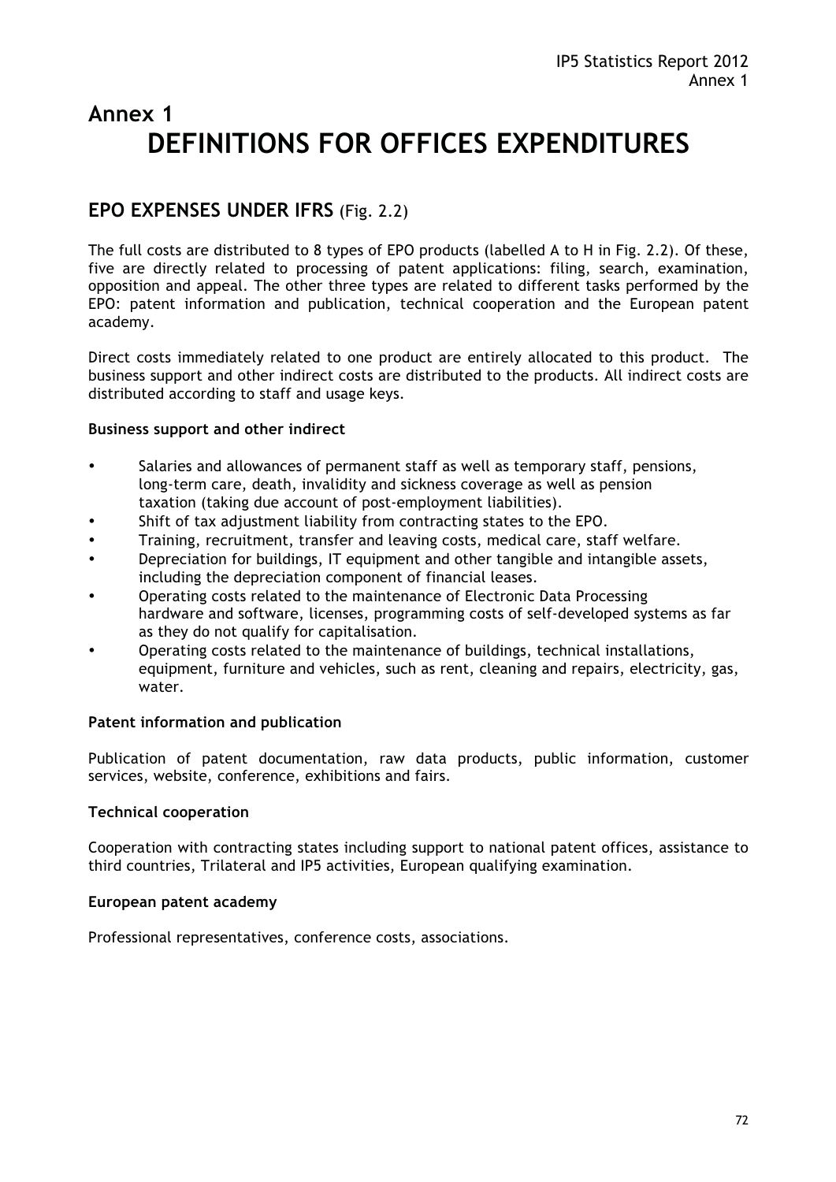# Annex 1
# DEFINITIONS FOR OFFICES EXPENDITURES

## EPO EXPENSES UNDER IFRS (Fig. 2.2)

The full costs are distributed to 8 types of EPO products (labelled A to H in Fig. 2.2). Of these, five are directly related to processing of patent applications: filing, search, examination, opposition and appeal. The other three types are related to different tasks performed by the EPO: patent information and publication, technical cooperation and the European patent academy.

Direct costs immediately related to one product are entirely allocated to this product. The business support and other indirect costs are distributed to the products. All indirect costs are distributed according to staff and usage keys.

**Business support and other indirect**

- Salaries and allowances of permanent staff as well as temporary staff, pensions, long-term care, death, invalidity and sickness coverage as well as pension taxation (taking due account of post-employment liabilities).
- Shift of tax adjustment liability from contracting states to the EPO.
- Training, recruitment, transfer and leaving costs, medical care, staff welfare.
- Depreciation for buildings, IT equipment and other tangible and intangible assets, including the depreciation component of financial leases.
- Operating costs related to the maintenance of Electronic Data Processing hardware and software, licenses, programming costs of self-developed systems as far as they do not qualify for capitalisation.
- Operating costs related to the maintenance of buildings, technical installations, equipment, furniture and vehicles, such as rent, cleaning and repairs, electricity, gas, water.

**Patent information and publication**

Publication of patent documentation, raw data products, public information, customer services, website, conference, exhibitions and fairs.

**Technical cooperation**

Cooperation with contracting states including support to national patent offices, assistance to third countries, Trilateral and IP5 activities, European qualifying examination.

**European patent academy**

Professional representatives, conference costs, associations.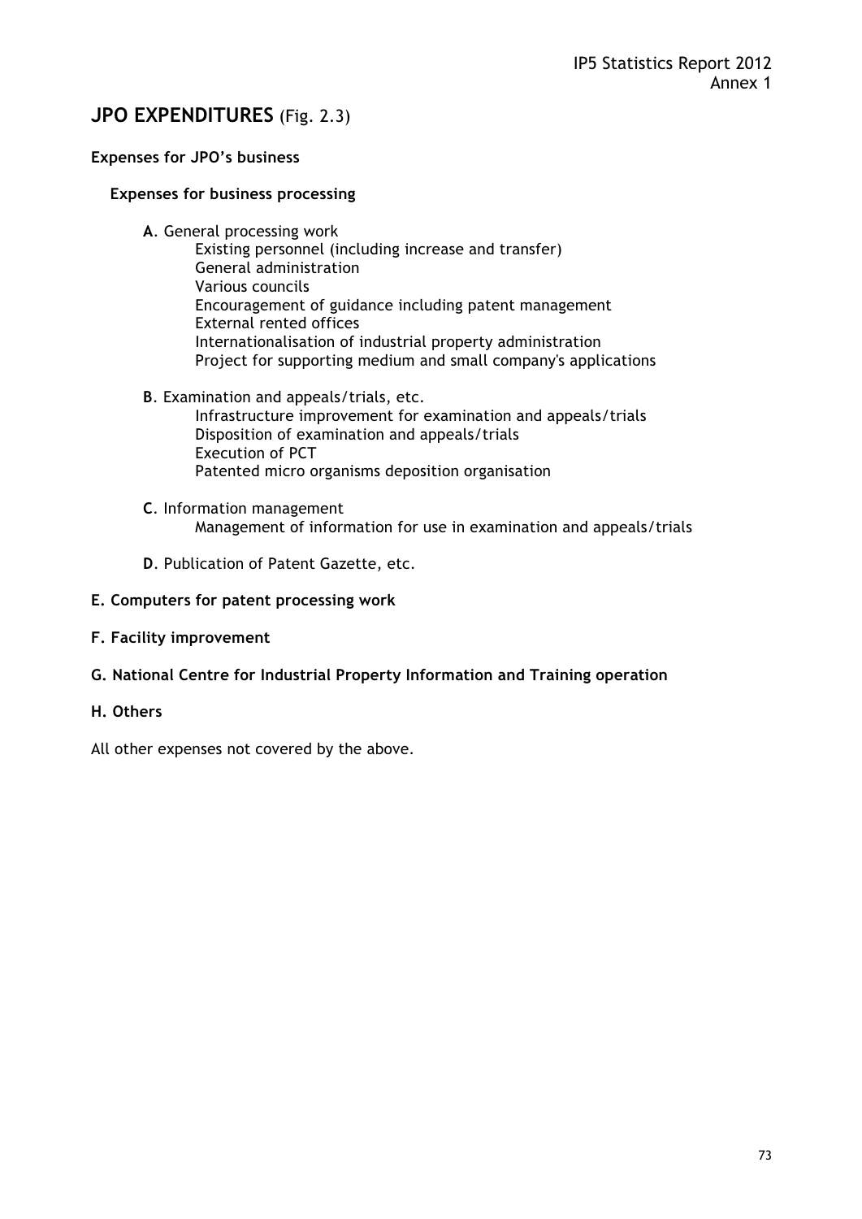## JPO EXPENDITURES (Fig. 2.3)

**Expenses for JPO's business**

**Expenses for business processing**

**A**. General processing work

- Existing personnel (including increase and transfer)
- General administration
- Various councils
- Encouragement of guidance including patent management
- External rented offices
- Internationalisation of industrial property administration
- Project for supporting medium and small company's applications

**B**. Examination and appeals/trials, etc.

- Infrastructure improvement for examination and appeals/trials
- Disposition of examination and appeals/trials
- Execution of PCT
- Patented micro organisms deposition organisation

**C**. Information management

- Management of information for use in examination and appeals/trials

**D**. Publication of Patent Gazette, etc.

**E. Computers for patent processing work**

**F. Facility improvement**

**G. National Centre for Industrial Property Information and Training operation**

**H. Others**

All other expenses not covered by the above.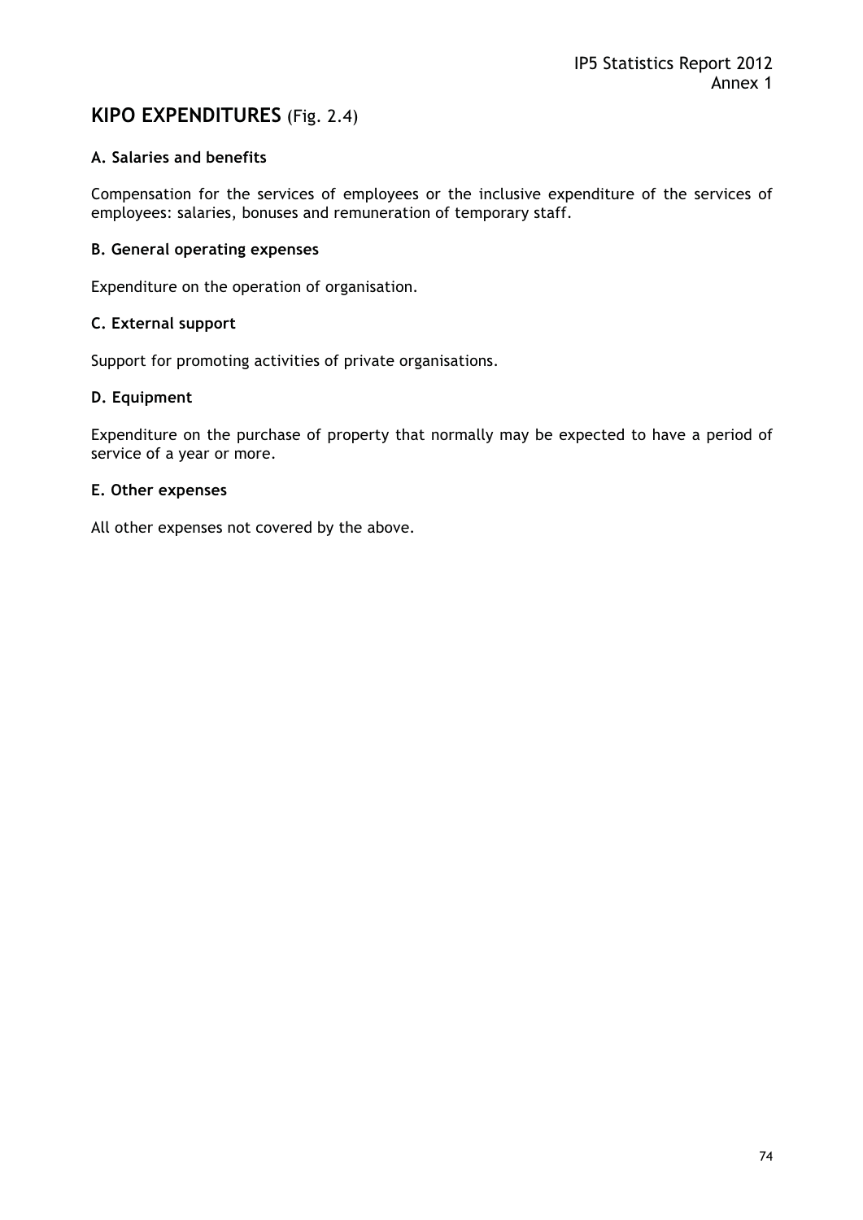## KIPO EXPENDITURES (Fig. 2.4)

### A. Salaries and benefits

Compensation for the services of employees or the inclusive expenditure of the services of employees: salaries, bonuses and remuneration of temporary staff.

### B. General operating expenses

Expenditure on the operation of organisation.

### C. External support

Support for promoting activities of private organisations.

### D. Equipment

Expenditure on the purchase of property that normally may be expected to have a period of service of a year or more.

### E. Other expenses

All other expenses not covered by the above.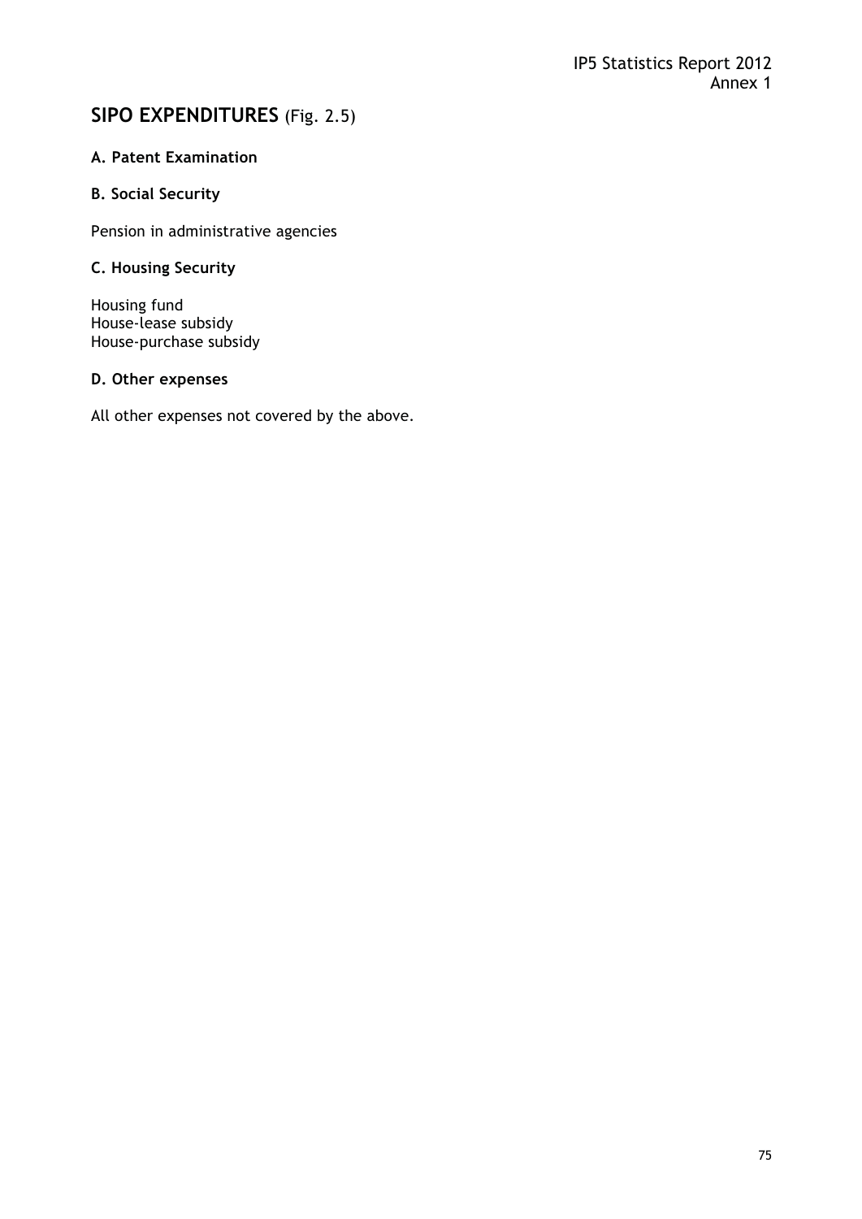## SIPO EXPENDITURES (Fig. 2.5)

**A. Patent Examination**

**B. Social Security**

Pension in administrative agencies

**C. Housing Security**

Housing fund
House-lease subsidy
House-purchase subsidy

**D. Other expenses**

All other expenses not covered by the above.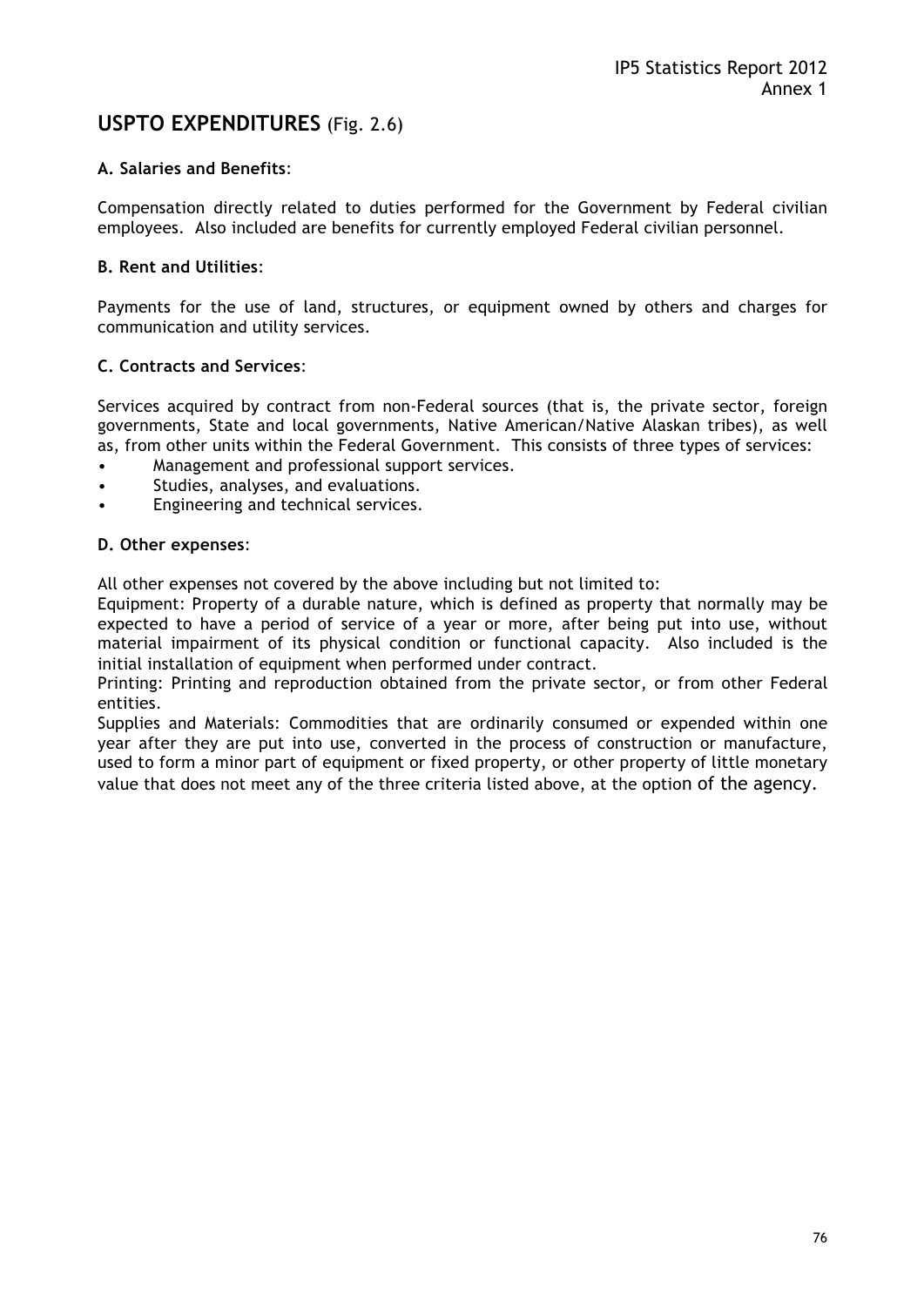## USPTO EXPENDITURES (Fig. 2.6)

**A. Salaries and Benefits**:

Compensation directly related to duties performed for the Government by Federal civilian employees. Also included are benefits for currently employed Federal civilian personnel.

**B. Rent and Utilities**:

Payments for the use of land, structures, or equipment owned by others and charges for communication and utility services.

**C. Contracts and Services**:

Services acquired by contract from non-Federal sources (that is, the private sector, foreign governments, State and local governments, Native American/Native Alaskan tribes), as well as, from other units within the Federal Government. This consists of three types of services:

- Management and professional support services.
- Studies, analyses, and evaluations.
- Engineering and technical services.

**D. Other expenses**:

All other expenses not covered by the above including but not limited to:
Equipment: Property of a durable nature, which is defined as property that normally may be expected to have a period of service of a year or more, after being put into use, without material impairment of its physical condition or functional capacity. Also included is the initial installation of equipment when performed under contract.
Printing: Printing and reproduction obtained from the private sector, or from other Federal entities.
Supplies and Materials: Commodities that are ordinarily consumed or expended within one year after they are put into use, converted in the process of construction or manufacture, used to form a minor part of equipment or fixed property, or other property of little monetary value that does not meet any of the three criteria listed above, at the option of the agency.